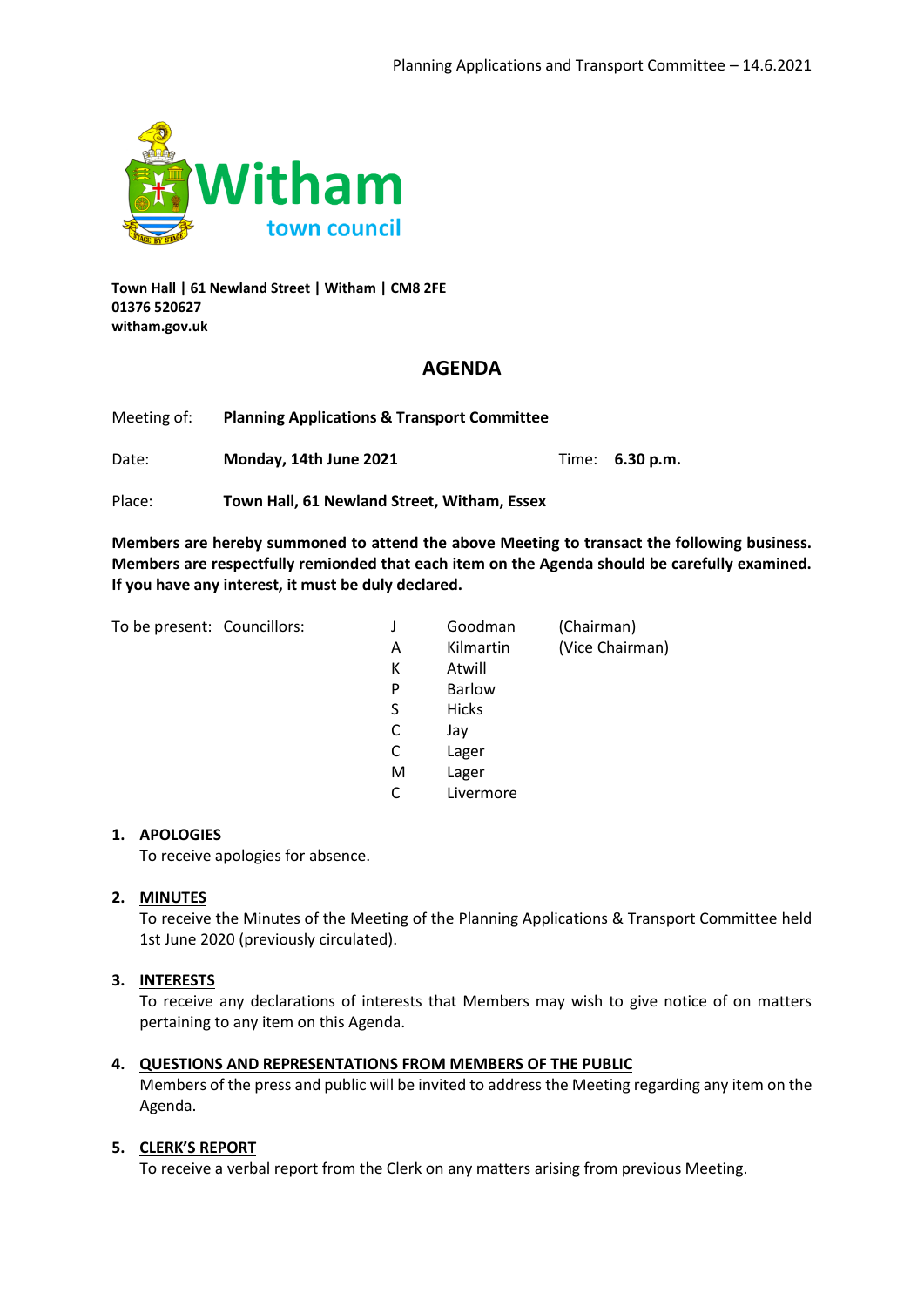Witham town council

**Town Hall | 61 Newland Street | Witham | CM8 2FE**
**01376 520627**
**witham.gov.uk**

# AGENDA

Meeting of: **Planning Applications & Transport Committee**

Date: **Monday, 14th June 2021** Time: **6.30 p.m.**

Place: **Town Hall, 61 Newland Street, Witham, Essex**

**Members are hereby summoned to attend the above Meeting to transact the following business. Members are respectfully remionded that each item on the Agenda should be carefully examined. If you have any interest, it must be duly declared.**

To be present: Councillors:

| | | |
|---|---|---|
| J | Goodman | (Chairman) |
| A | Kilmartin | (Vice Chairman) |
| K | Atwill | |
| P | Barlow | |
| S | Hicks | |
| C | Jay | |
| C | Lager | |
| M | Lager | |
| C | Livermore | |

1. **APOLOGIES**
   To receive apologies for absence.

2. **MINUTES**
   To receive the Minutes of the Meeting of the Planning Applications & Transport Committee held 1st June 2020 (previously circulated).

3. **INTERESTS**
   To receive any declarations of interests that Members may wish to give notice of on matters pertaining to any item on this Agenda.

4. **QUESTIONS AND REPRESENTATIONS FROM MEMBERS OF THE PUBLIC**
   Members of the press and public will be invited to address the Meeting regarding any item on the Agenda.

5. **CLERK'S REPORT**
   To receive a verbal report from the Clerk on any matters arising from previous Meeting.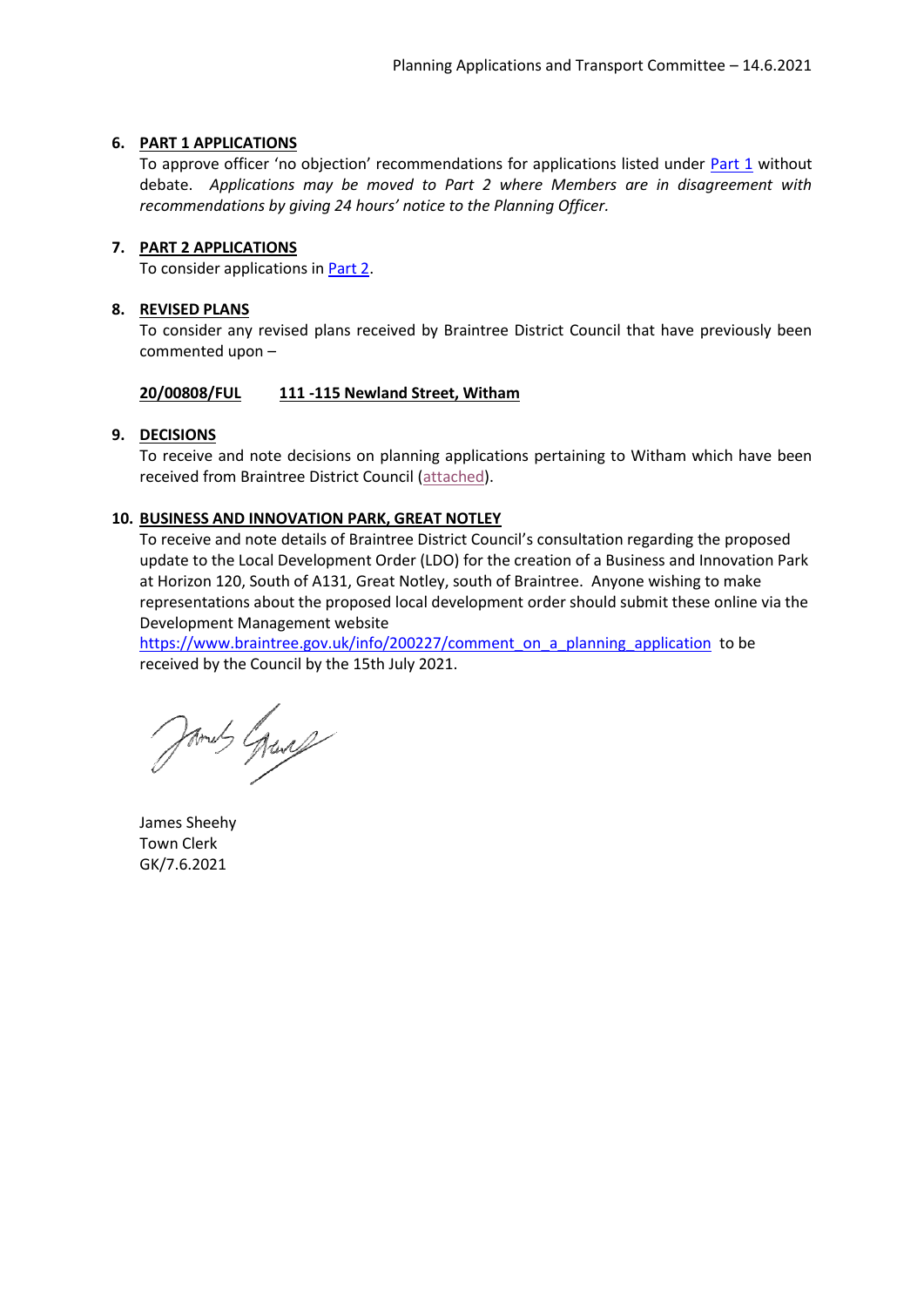## 6. PART 1 APPLICATIONS

To approve officer 'no objection' recommendations for applications listed under Part 1 without debate. *Applications may be moved to Part 2 where Members are in disagreement with recommendations by giving 24 hours' notice to the Planning Officer.*

## 7. PART 2 APPLICATIONS

To consider applications in Part 2.

## 8. REVISED PLANS

To consider any revised plans received by Braintree District Council that have previously been commented upon –

**20/00808/FUL** **111 -115 Newland Street, Witham**

## 9. DECISIONS

To receive and note decisions on planning applications pertaining to Witham which have been received from Braintree District Council (attached).

## 10. BUSINESS AND INNOVATION PARK, GREAT NOTLEY

To receive and note details of Braintree District Council's consultation regarding the proposed update to the Local Development Order (LDO) for the creation of a Business and Innovation Park at Horizon 120, South of A131, Great Notley, south of Braintree. Anyone wishing to make representations about the proposed local development order should submit these online via the Development Management website https://www.braintree.gov.uk/info/200227/comment_on_a_planning_application to be received by the Council by the 15th July 2021.

James Sheehy
Town Clerk
GK/7.6.2021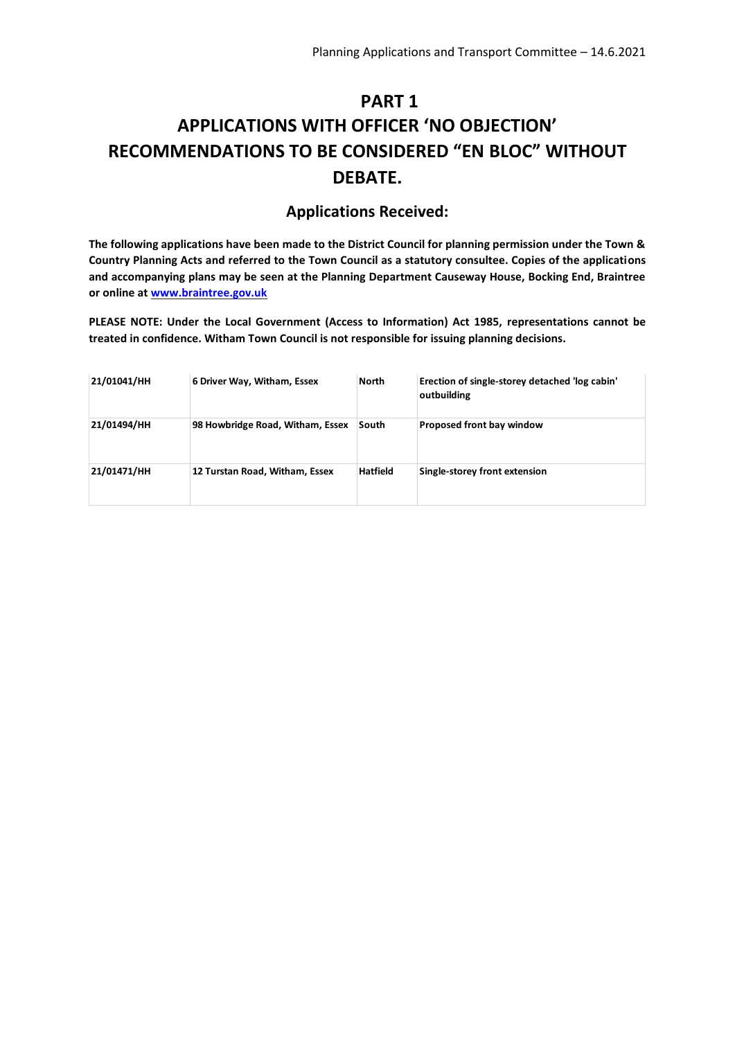# PART 1

# APPLICATIONS WITH OFFICER 'NO OBJECTION' RECOMMENDATIONS TO BE CONSIDERED "EN BLOC" WITHOUT DEBATE.

## Applications Received:

**The following applications have been made to the District Council for planning permission under the Town & Country Planning Acts and referred to the Town Council as a statutory consultee. Copies of the applications and accompanying plans may be seen at the Planning Department Causeway House, Bocking End, Braintree or online at [www.braintree.gov.uk](http://www.braintree.gov.uk)**

**PLEASE NOTE: Under the Local Government (Access to Information) Act 1985, representations cannot be treated in confidence. Witham Town Council is not responsible for issuing planning decisions.**

| | | | |
|---|---|---|---|
| **21/01041/HH** | **6 Driver Way, Witham, Essex** | **North** | **Erection of single-storey detached 'log cabin' outbuilding** |
| **21/01494/HH** | **98 Howbridge Road, Witham, Essex** | **South** | **Proposed front bay window** |
| **21/01471/HH** | **12 Turstan Road, Witham, Essex** | **Hatfield** | **Single-storey front extension** |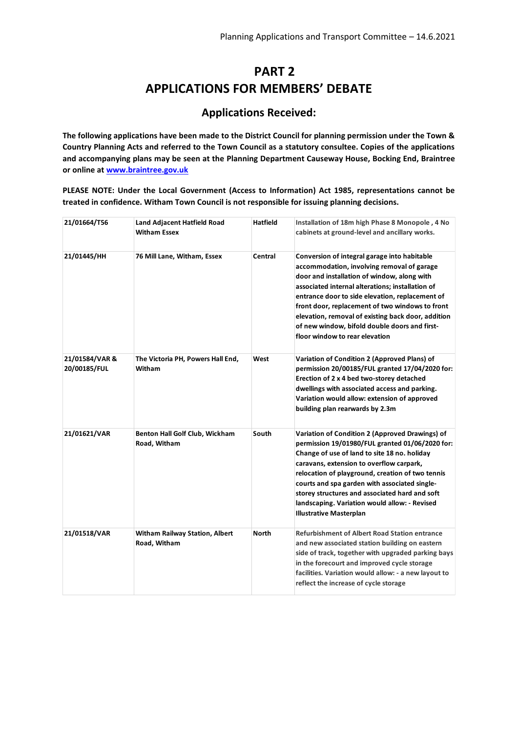# PART 2
# APPLICATIONS FOR MEMBERS' DEBATE

## Applications Received:

**The following applications have been made to the District Council for planning permission under the Town & Country Planning Acts and referred to the Town Council as a statutory consultee. Copies of the applications and accompanying plans may be seen at the Planning Department Causeway House, Bocking End, Braintree or online at [www.braintree.gov.uk](http://www.braintree.gov.uk)**

**PLEASE NOTE: Under the Local Government (Access to Information) Act 1985, representations cannot be treated in confidence. Witham Town Council is not responsible for issuing planning decisions.**

| | | | |
|---|---|---|---|
| **21/01664/T56** | **Land Adjacent Hatfield Road Witham Essex** | **Hatfield** | **Installation of 18m high Phase 8 Monopole , 4 No cabinets at ground-level and ancillary works.** |
| **21/01445/HH** | **76 Mill Lane, Witham, Essex** | **Central** | **Conversion of integral garage into habitable accommodation, involving removal of garage door and installation of window, along with associated internal alterations; installation of entrance door to side elevation, replacement of front door, replacement of two windows to front elevation, removal of existing back door, addition of new window, bifold double doors and first-floor window to rear elevation** |
| **21/01584/VAR & 20/00185/FUL** | **The Victoria PH, Powers Hall End, Witham** | **West** | **Variation of Condition 2 (Approved Plans) of permission 20/00185/FUL granted 17/04/2020 for: Erection of 2 x 4 bed two-storey detached dwellings with associated access and parking. Variation would allow: extension of approved building plan rearwards by 2.3m** |
| **21/01621/VAR** | **Benton Hall Golf Club, Wickham Road, Witham** | **South** | **Variation of Condition 2 (Approved Drawings) of permission 19/01980/FUL granted 01/06/2020 for: Change of use of land to site 18 no. holiday caravans, extension to overflow carpark, relocation of playground, creation of two tennis courts and spa garden with associated single-storey structures and associated hard and soft landscaping. Variation would allow: - Revised Illustrative Masterplan** |
| **21/01518/VAR** | **Witham Railway Station, Albert Road, Witham** | **North** | **Refurbishment of Albert Road Station entrance and new associated station building on eastern side of track, together with upgraded parking bays in the forecourt and improved cycle storage facilities. Variation would allow: - a new layout to reflect the increase of cycle storage** |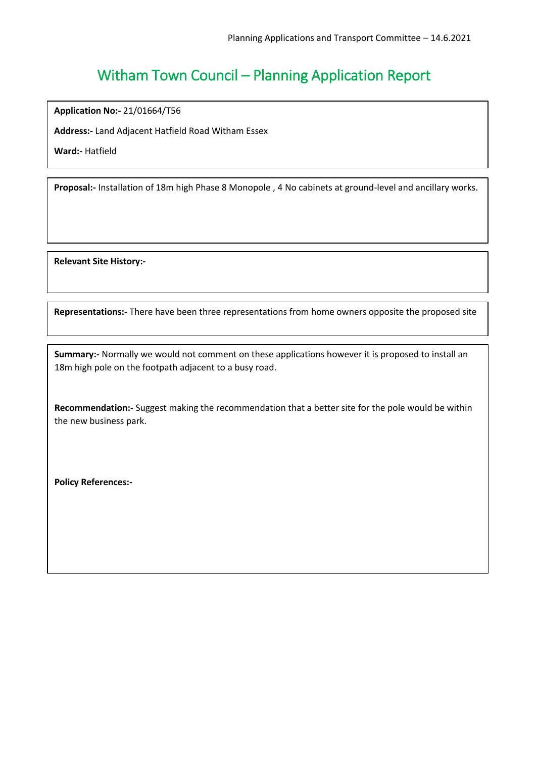# Witham Town Council – Planning Application Report

**Application No:-** 21/01664/T56

**Address:-** Land Adjacent Hatfield Road Witham Essex

**Ward:-** Hatfield

**Proposal:-** Installation of 18m high Phase 8 Monopole , 4 No cabinets at ground-level and ancillary works.

**Relevant Site History:-**

**Representations:-** There have been three representations from home owners opposite the proposed site

**Summary:-** Normally we would not comment on these applications however it is proposed to install an 18m high pole on the footpath adjacent to a busy road.

**Recommendation:-** Suggest making the recommendation that a better site for the pole would be within the new business park.

**Policy References:-**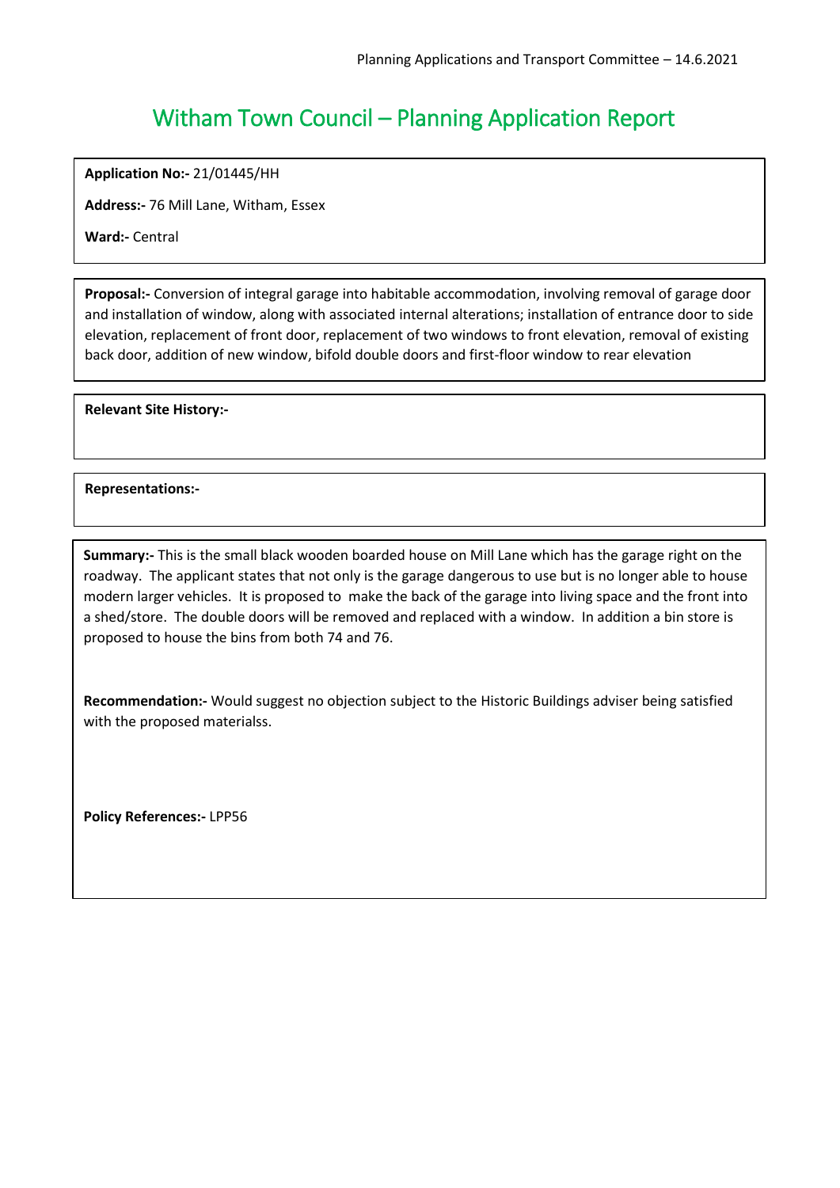# Witham Town Council – Planning Application Report

**Application No:-** 21/01445/HH

**Address:-** 76 Mill Lane, Witham, Essex

**Ward:-** Central

**Proposal:-** Conversion of integral garage into habitable accommodation, involving removal of garage door and installation of window, along with associated internal alterations; installation of entrance door to side elevation, replacement of front door, replacement of two windows to front elevation, removal of existing back door, addition of new window, bifold double doors and first-floor window to rear elevation

**Relevant Site History:-**

**Representations:-**

**Summary:-** This is the small black wooden boarded house on Mill Lane which has the garage right on the roadway. The applicant states that not only is the garage dangerous to use but is no longer able to house modern larger vehicles. It is proposed to make the back of the garage into living space and the front into a shed/store. The double doors will be removed and replaced with a window. In addition a bin store is proposed to house the bins from both 74 and 76.

**Recommendation:-** Would suggest no objection subject to the Historic Buildings adviser being satisfied with the proposed materialss.

**Policy References:-** LPP56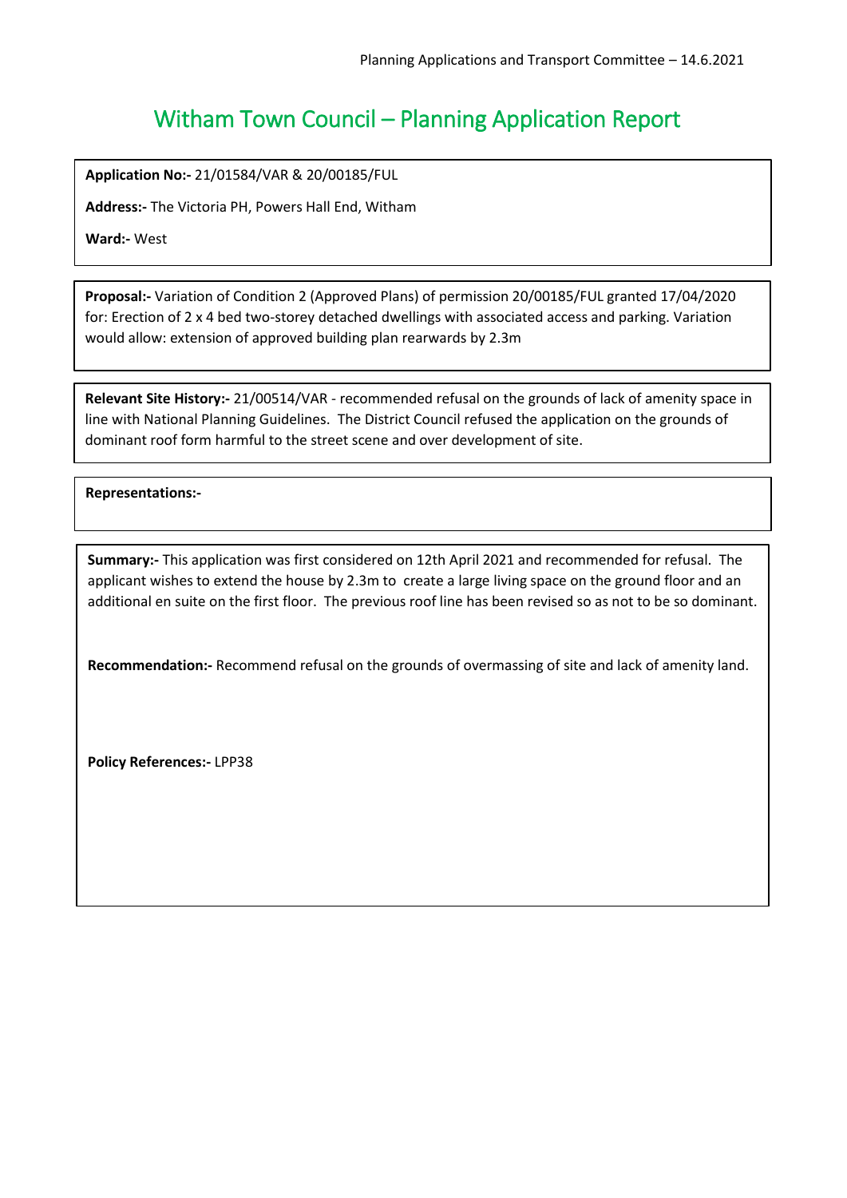# Witham Town Council – Planning Application Report

**Application No:-** 21/01584/VAR & 20/00185/FUL

**Address:-** The Victoria PH, Powers Hall End, Witham

**Ward:-** West

**Proposal:-** Variation of Condition 2 (Approved Plans) of permission 20/00185/FUL granted 17/04/2020 for: Erection of 2 x 4 bed two-storey detached dwellings with associated access and parking. Variation would allow: extension of approved building plan rearwards by 2.3m

**Relevant Site History:-** 21/00514/VAR - recommended refusal on the grounds of lack of amenity space in line with National Planning Guidelines. The District Council refused the application on the grounds of dominant roof form harmful to the street scene and over development of site.

**Representations:-**

**Summary:-** This application was first considered on 12th April 2021 and recommended for refusal. The applicant wishes to extend the house by 2.3m to create a large living space on the ground floor and an additional en suite on the first floor. The previous roof line has been revised so as not to be so dominant.

**Recommendation:-** Recommend refusal on the grounds of overmassing of site and lack of amenity land.

**Policy References:-** LPP38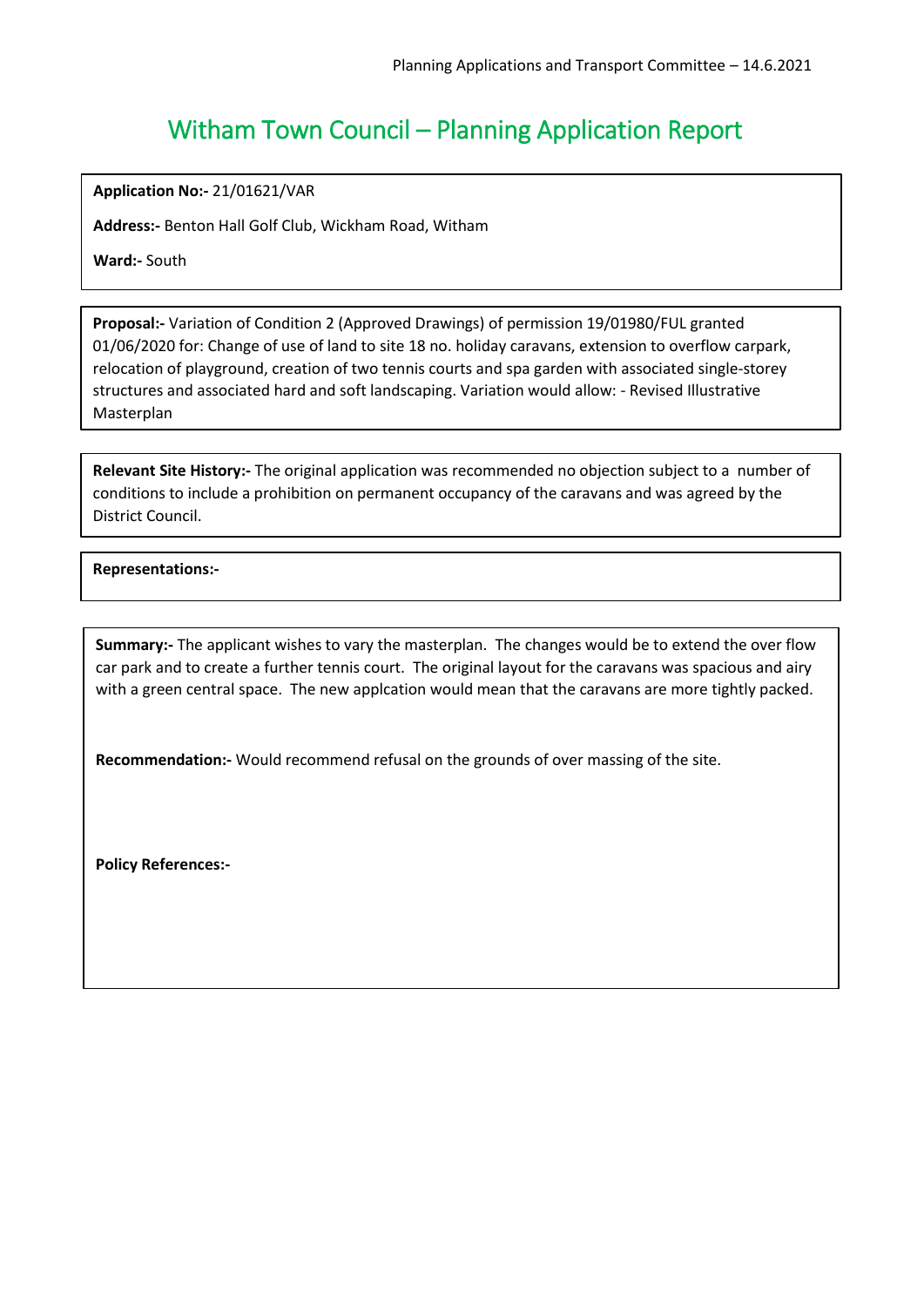# Witham Town Council – Planning Application Report

**Application No:-** 21/01621/VAR

**Address:-** Benton Hall Golf Club, Wickham Road, Witham

**Ward:-** South

**Proposal:-** Variation of Condition 2 (Approved Drawings) of permission 19/01980/FUL granted 01/06/2020 for: Change of use of land to site 18 no. holiday caravans, extension to overflow carpark, relocation of playground, creation of two tennis courts and spa garden with associated single-storey structures and associated hard and soft landscaping. Variation would allow: - Revised Illustrative Masterplan

**Relevant Site History:-** The original application was recommended no objection subject to a number of conditions to include a prohibition on permanent occupancy of the caravans and was agreed by the District Council.

**Representations:-**

**Summary:-** The applicant wishes to vary the masterplan. The changes would be to extend the over flow car park and to create a further tennis court. The original layout for the caravans was spacious and airy with a green central space. The new applcation would mean that the caravans are more tightly packed.

**Recommendation:-** Would recommend refusal on the grounds of over massing of the site.

**Policy References:-**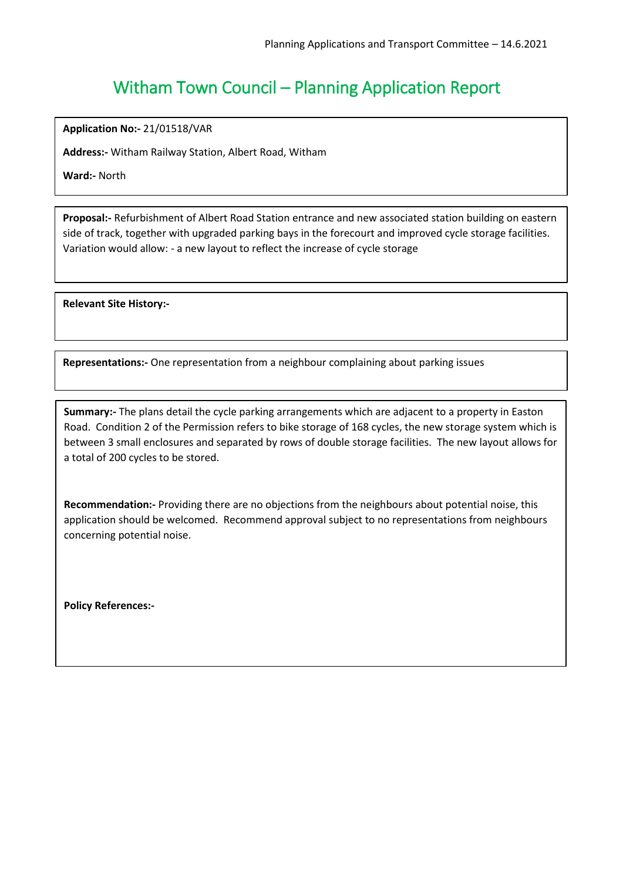# Witham Town Council – Planning Application Report

**Application No:-** 21/01518/VAR

**Address:-** Witham Railway Station, Albert Road, Witham

**Ward:-** North

**Proposal:-** Refurbishment of Albert Road Station entrance and new associated station building on eastern side of track, together with upgraded parking bays in the forecourt and improved cycle storage facilities. Variation would allow: - a new layout to reflect the increase of cycle storage

**Relevant Site History:-**

**Representations:-** One representation from a neighbour complaining about parking issues

**Summary:-** The plans detail the cycle parking arrangements which are adjacent to a property in Easton Road. Condition 2 of the Permission refers to bike storage of 168 cycles, the new storage system which is between 3 small enclosures and separated by rows of double storage facilities. The new layout allows for a total of 200 cycles to be stored.

**Recommendation:-** Providing there are no objections from the neighbours about potential noise, this application should be welcomed. Recommend approval subject to no representations from neighbours concerning potential noise.

**Policy References:-**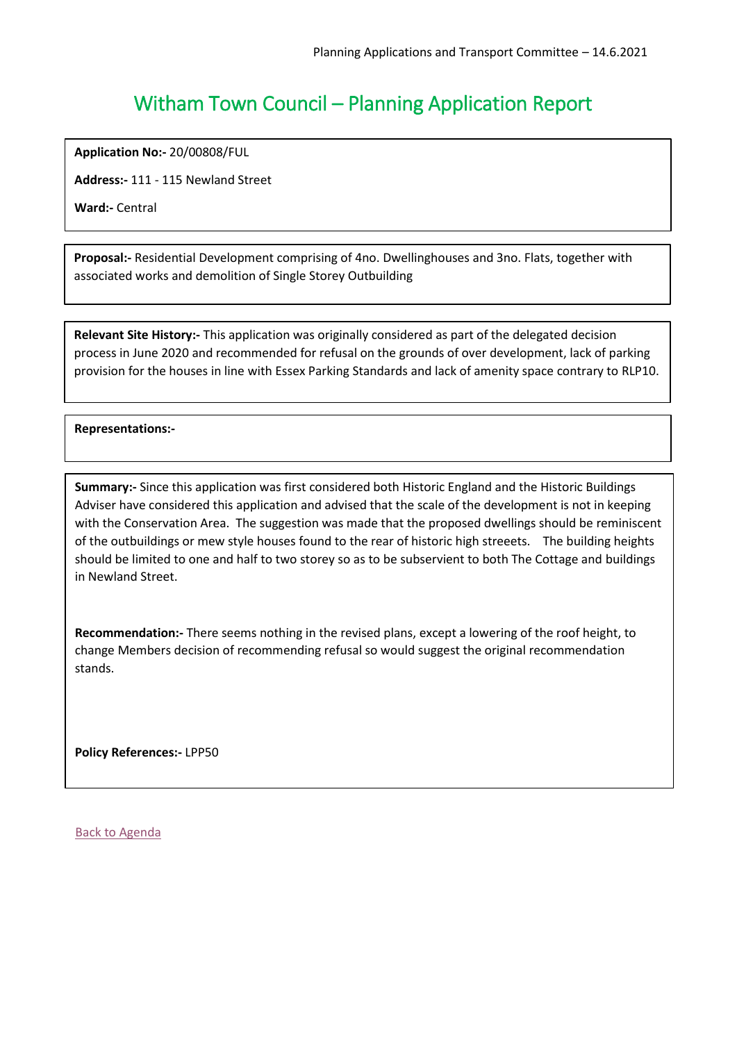# Witham Town Council – Planning Application Report

**Application No:-** 20/00808/FUL

**Address:-** 111 - 115 Newland Street

**Ward:-** Central

**Proposal:-** Residential Development comprising of 4no. Dwellinghouses and 3no. Flats, together with associated works and demolition of Single Storey Outbuilding

**Relevant Site History:-** This application was originally considered as part of the delegated decision process in June 2020 and recommended for refusal on the grounds of over development, lack of parking provision for the houses in line with Essex Parking Standards and lack of amenity space contrary to RLP10.

**Representations:-**

**Summary:-** Since this application was first considered both Historic England and the Historic Buildings Adviser have considered this application and advised that the scale of the development is not in keeping with the Conservation Area. The suggestion was made that the proposed dwellings should be reminiscent of the outbuildings or mew style houses found to the rear of historic high streeets. The building heights should be limited to one and half to two storey so as to be subservient to both The Cottage and buildings in Newland Street.

**Recommendation:-** There seems nothing in the revised plans, except a lowering of the roof height, to change Members decision of recommending refusal so would suggest the original recommendation stands.

**Policy References:-** LPP50

Back to Agenda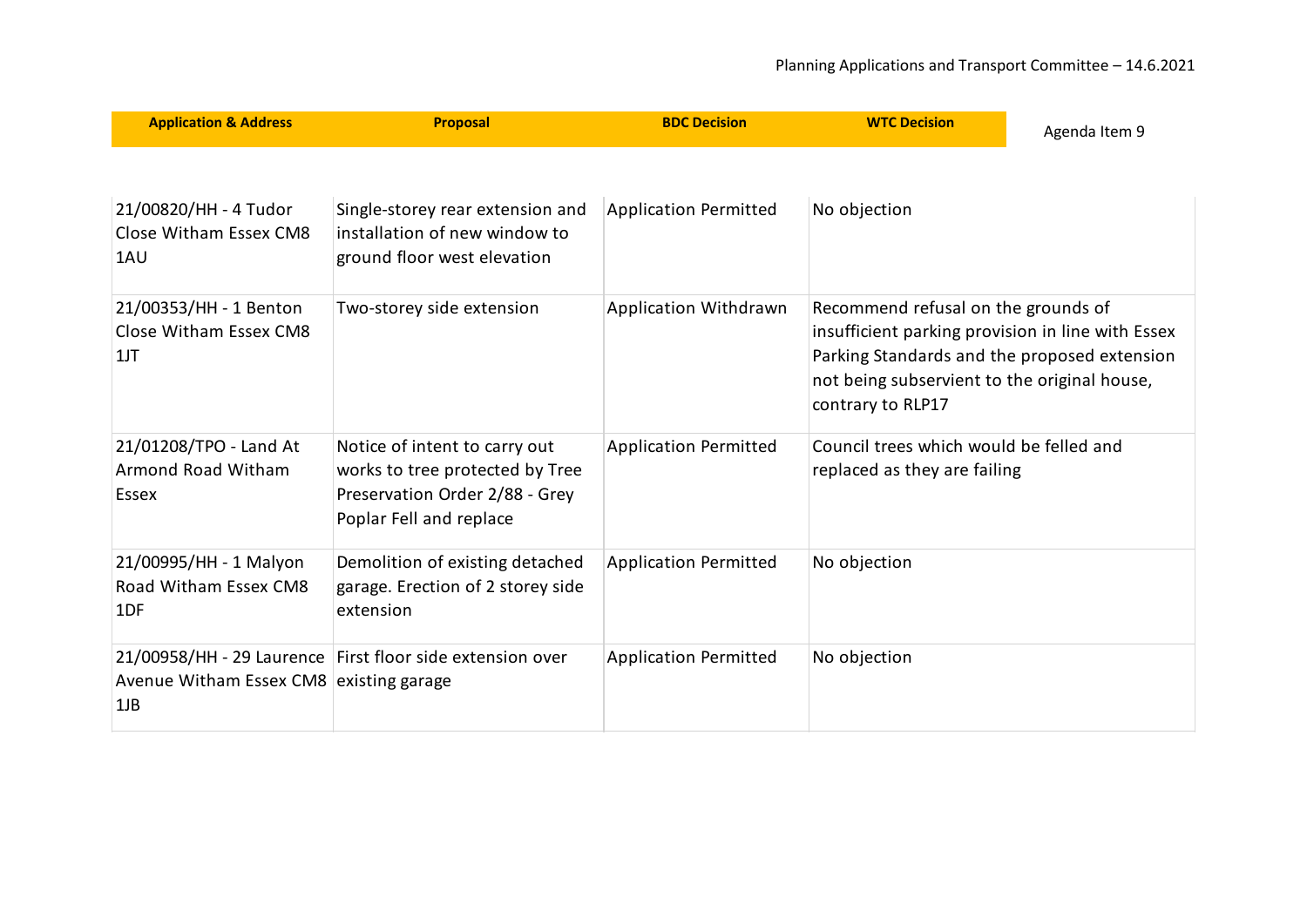Agenda Item 9

| Application & Address | Proposal | BDC Decision | WTC Decision |
|---|---|---|---|
| 21/00820/HH - 4 Tudor Close Witham Essex CM8 1AU | Single-storey rear extension and installation of new window to ground floor west elevation | Application Permitted | No objection |
| 21/00353/HH - 1 Benton Close Witham Essex CM8 1JT | Two-storey side extension | Application Withdrawn | Recommend refusal on the grounds of insufficient parking provision in line with Essex Parking Standards and the proposed extension not being subservient to the original house, contrary to RLP17 |
| 21/01208/TPO - Land At Armond Road Witham Essex | Notice of intent to carry out works to tree protected by Tree Preservation Order 2/88 - Grey Poplar Fell and replace | Application Permitted | Council trees which would be felled and replaced as they are failing |
| 21/00995/HH - 1 Malyon Road Witham Essex CM8 1DF | Demolition of existing detached garage. Erection of 2 storey side extension | Application Permitted | No objection |
| 21/00958/HH - 29 Laurence Avenue Witham Essex CM8 1JB | First floor side extension over existing garage | Application Permitted | No objection |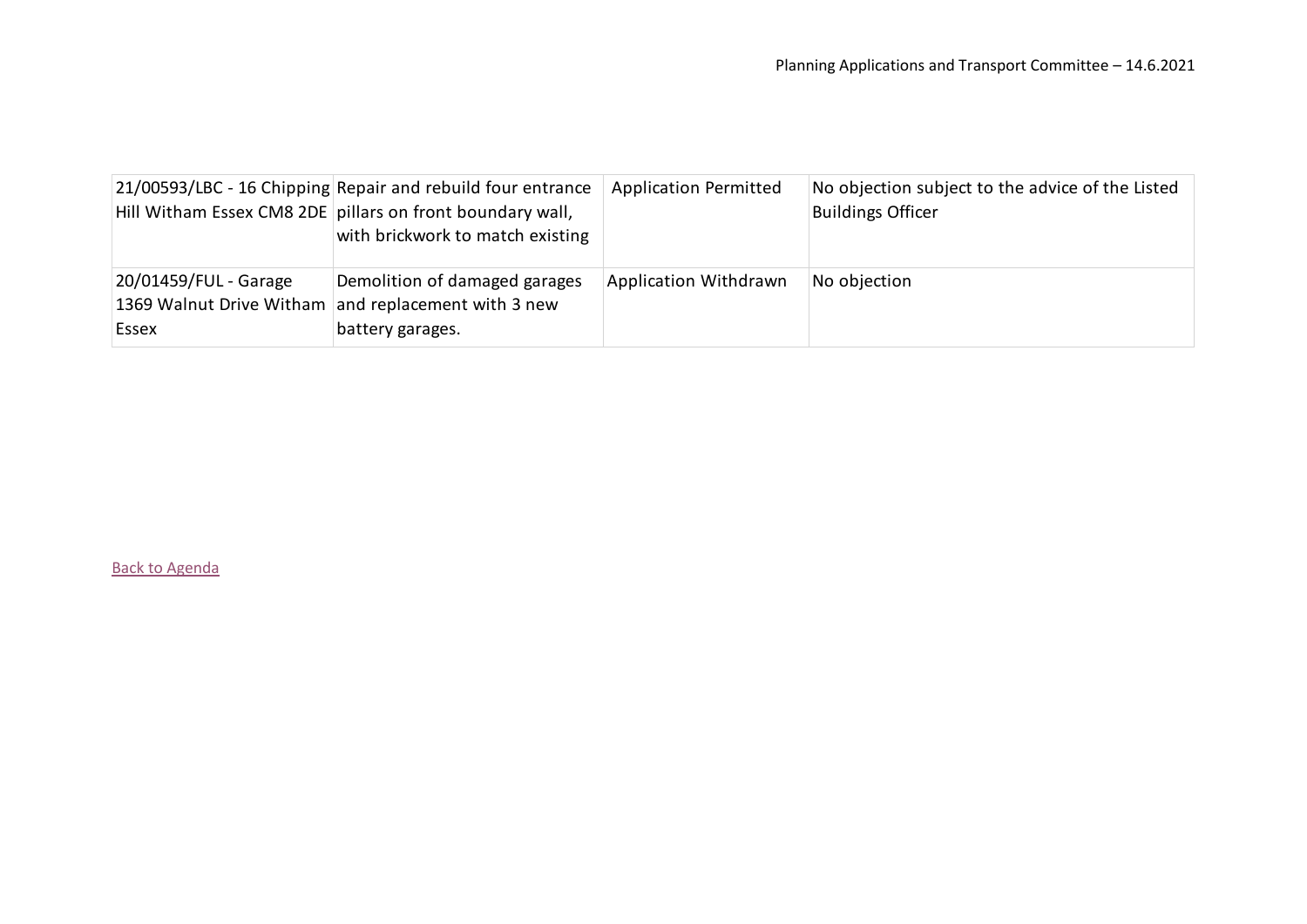| | | | |
|---|---|---|---|
| 21/00593/LBC - 16 Chipping Hill Witham Essex CM8 2DE | Repair and rebuild four entrance pillars on front boundary wall, with brickwork to match existing | Application Permitted | No objection subject to the advice of the Listed Buildings Officer |
| 20/01459/FUL - Garage 1369 Walnut Drive Witham Essex | Demolition of damaged garages and replacement with 3 new battery garages. | Application Withdrawn | No objection |

Back to Agenda